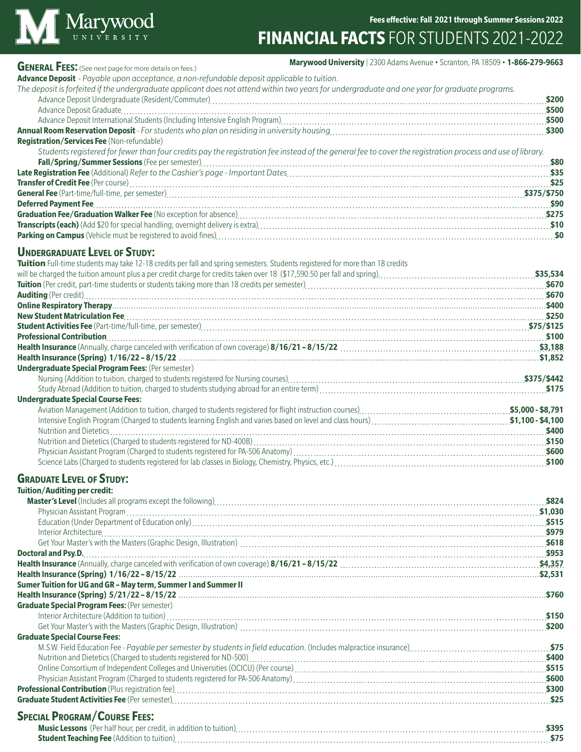# Marywood University

**Fees effective: Fall 2021 through Summer Sessions 2022**

# FINANCIAL FACTS FOR STUDENTS 2021-2022

**Marywood University** | 2300 Adams Avenue • Scranton, PA 18509 • **1-866-279-9663**

## General Fees: (See next page for more details on fees.)

**Advance Deposit** - *Payable upon acceptance, a non-refundable deposit applicable to tuition.*
*The deposit is forfeited if the undergraduate applicant does not attend within two years for undergraduate and one year for graduate programs.*

| | |
|---|---|
| Advance Deposit Undergraduate (Resident/Commuter) | $200 |
| Advance Deposit Graduate | $500 |
| Advance Deposit International Students (Including Intensive English Program) | $500 |
| **Annual Room Reservation Deposit** - *For students who plan on residing in university housing* | $300 |

**Registration/Services Fee** (Non-refundable)
*Students registered for fewer than four credits pay the registration fee instead of the general fee to cover the registration process and use of library.*

| | |
|---|---|
| **Fall/Spring/Summer Sessions** (Fee per semester) | $80 |
| **Late Registration Fee** (Additional) *Refer to the Cashier's page - Important Dates* | $35 |
| **Transfer of Credit Fee** (Per course) | $25 |
| **General Fee** (Part-time/full-time, per semester) | $375/$750 |
| **Deferred Payment Fee** | $90 |
| **Graduation Fee/Graduation Walker Fee** (No exception for absence) | $275 |
| **Transcripts (each)** (Add $20 for special handling; overnight delivery is extra) | $10 |
| **Parking on Campus** (Vehicle must be registered to avoid fines) | $0 |

## Undergraduate Level of Study:

| | |
|---|---|
| **Tuition** Full-time students may take 12-18 credits per fall and spring semesters. Students registered for more than 18 credits will be charged the tuition amount plus a per credit charge for credits taken over 18 ($17,590.50 per fall and spring) | $35,534 |
| **Tuition** (Per credit, part-time students or students taking more than 18 credits per semester) | $670 |
| **Auditing** (Per credit) | $670 |
| **Online Respiratory Therapy** | $400 |
| **New Student Matriculation Fee** | $250 |
| **Student Activities Fee** (Part-time/full-time, per semester) | $75/$125 |
| **Professional Contribution** | $100 |
| **Health Insurance** (Annually, charge canceled with verification of own coverage) **8/16/21 – 8/15/22** | $3,188 |
| **Health Insurance (Spring) 1/16/22 – 8/15/22** | $1,852 |

**Undergraduate Special Program Fees:** (Per semester)

| | |
|---|---|
| Nursing (Addition to tuition, charged to students registered for Nursing courses) | $375/$442 |
| Study Abroad (Addition to tuition, charged to students studying abroad for an entire term) | $175 |

**Undergraduate Special Course Fees:**

| | |
|---|---|
| Aviation Management (Addition to tuition, charged to students registered for flight instruction courses) | $5,000 - $8,791 |
| Intensive English Program (Charged to students learning English and varies based on level and class hours) | $1,100 - $4,100 |
| Nutrition and Dietetics | $400 |
| Nutrition and Dietetics (Charged to students registered for ND-400B) | $150 |
| Physician Assistant Program (Charged to students registered for PA-506 Anatomy) | $600 |
| Science Labs (Charged to students registered for lab classes in Biology, Chemistry, Physics, etc.) | $100 |

## Graduate Level of Study:

**Tuition/Auditing per credit:**

| | |
|---|---|
| **Master's Level** (Includes all programs except the following) | $824 |
| Physician Assistant Program | $1,030 |
| Education (Under Department of Education only) | $515 |
| Interior Architecture | $979 |
| Get Your Master's with the Masters (Graphic Design, Illustration) | $618 |
| **Doctoral and Psy.D.** | $953 |
| **Health Insurance** (Annually, charge canceled with verification of own coverage) **8/16/21 – 8/15/22** | $4,357 |
| **Health Insurance (Spring) 1/16/22 – 8/15/22** | $2,531 |

**Sumer Tuition for UG and GR – May term, Summer I and Summer II**

| | |
|---|---|
| **Health Insurance (Spring) 5/21/22 – 8/15/22** | $760 |

**Graduate Special Program Fees:** (Per semester)

| | |
|---|---|
| Interior Architecture (Addition to tuition) | $150 |
| Get Your Master's with the Masters (Graphic Design, Illustration) | $200 |

**Graduate Special Course Fees:**

| | |
|---|---|
| M.S.W. Field Education Fee - *Payable per semester by students in field education.* (Includes malpractice insurance) | $75 |
| Nutrition and Dietetics (Charged to students registered for ND-500) | $400 |
| Online Consortium of Independent Colleges and Universities (OCICU) (Per course) | $515 |
| Physician Assistant Program (Charged to students registered for PA-506 Anatomy) | $600 |
| **Professional Contribution** (Plus registration fee) | $300 |
| **Graduate Student Activities Fee** (Per semester) | $25 |

## Special Program/Course Fees:

| | |
|---|---|
| **Music Lessons** (Per half hour, per credit, in addition to tuition) | $395 |
| **Student Teaching Fee** (Addition to tuition) | $75 |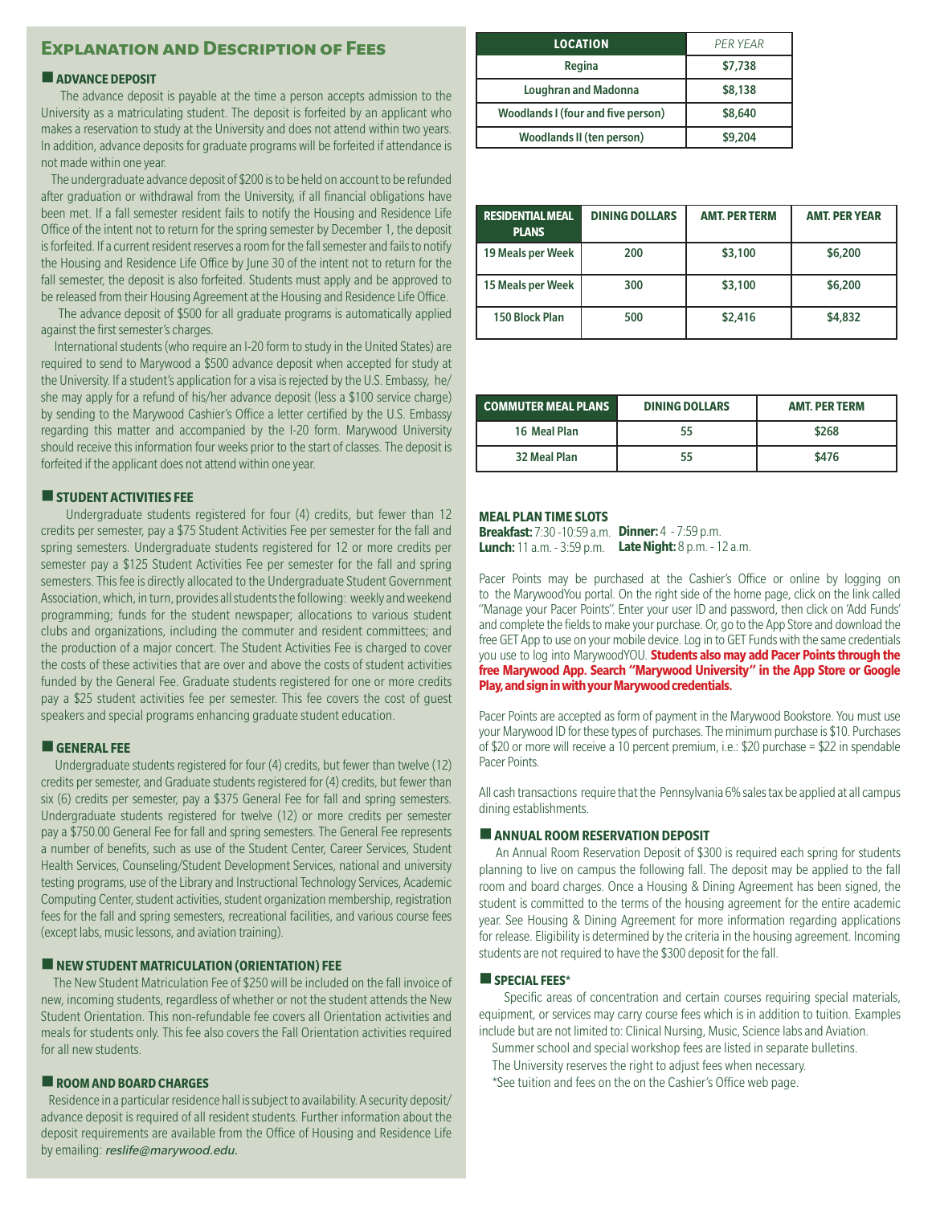## Explanation and Description of Fees

### ADVANCE DEPOSIT

The advance deposit is payable at the time a person accepts admission to the University as a matriculating student. The deposit is forfeited by an applicant who makes a reservation to study at the University and does not attend within two years. In addition, advance deposits for graduate programs will be forfeited if attendance is not made within one year.

The undergraduate advance deposit of $200 is to be held on account to be refunded after graduation or withdrawal from the University, if all financial obligations have been met. If a fall semester resident fails to notify the Housing and Residence Life Office of the intent not to return for the spring semester by December 1, the deposit is forfeited. If a current resident reserves a room for the fall semester and fails to notify the Housing and Residence Life Office by June 30 of the intent not to return for the fall semester, the deposit is also forfeited. Students must apply and be approved to be released from their Housing Agreement at the Housing and Residence Life Office.

The advance deposit of $500 for all graduate programs is automatically applied against the first semester's charges.

International students (who require an I-20 form to study in the United States) are required to send to Marywood a $500 advance deposit when accepted for study at the University. If a student's application for a visa is rejected by the U.S. Embassy, he/she may apply for a refund of his/her advance deposit (less a $100 service charge) by sending to the Marywood Cashier's Office a letter certified by the U.S. Embassy regarding this matter and accompanied by the I-20 form. Marywood University should receive this information four weeks prior to the start of classes. The deposit is forfeited if the applicant does not attend within one year.

### STUDENT ACTIVITIES FEE

Undergraduate students registered for four (4) credits, but fewer than 12 credits per semester, pay a $75 Student Activities Fee per semester for the fall and spring semesters. Undergraduate students registered for 12 or more credits per semester pay a $125 Student Activities Fee per semester for the fall and spring semesters. This fee is directly allocated to the Undergraduate Student Government Association, which, in turn, provides all students the following: weekly and weekend programming; funds for the student newspaper; allocations to various student clubs and organizations, including the commuter and resident committees; and the production of a major concert. The Student Activities Fee is charged to cover the costs of these activities that are over and above the costs of student activities funded by the General Fee. Graduate students registered for one or more credits pay a $25 student activities fee per semester. This fee covers the cost of guest speakers and special programs enhancing graduate student education.

### GENERAL FEE

Undergraduate students registered for four (4) credits, but fewer than twelve (12) credits per semester, and Graduate students registered for (4) credits, but fewer than six (6) credits per semester, pay a $375 General Fee for fall and spring semesters. Undergraduate students registered for twelve (12) or more credits per semester pay a $750.00 General Fee for fall and spring semesters. The General Fee represents a number of benefits, such as use of the Student Center, Career Services, Student Health Services, Counseling/Student Development Services, national and university testing programs, use of the Library and Instructional Technology Services, Academic Computing Center, student activities, student organization membership, registration fees for the fall and spring semesters, recreational facilities, and various course fees (except labs, music lessons, and aviation training).

### NEW STUDENT MATRICULATION (ORIENTATION) FEE

The New Student Matriculation Fee of $250 will be included on the fall invoice of new, incoming students, regardless of whether or not the student attends the New Student Orientation. This non-refundable fee covers all Orientation activities and meals for students only. This fee also covers the Fall Orientation activities required for all new students.

### ROOM AND BOARD CHARGES

Residence in a particular residence hall is subject to availability. A security deposit/advance deposit is required of all resident students. Further information about the deposit requirements are available from the Office of Housing and Residence Life by emailing: *reslife@marywood.edu.*

| LOCATION | *PER YEAR* |
|---|---|
| Regina | $7,738 |
| Loughran and Madonna | $8,138 |
| Woodlands I (four and five person) | $8,640 |
| Woodlands II (ten person) | $9,204 |

| RESIDENTIAL MEAL PLANS | DINING DOLLARS | AMT. PER TERM | AMT. PER YEAR |
|---|---|---|---|
| 19 Meals per Week | 200 | $3,100 | $6,200 |
| 15 Meals per Week | 300 | $3,100 | $6,200 |
| 150 Block Plan | 500 | $2,416 | $4,832 |

| COMMUTER MEAL PLANS | DINING DOLLARS | AMT. PER TERM |
|---|---|---|
| 16 Meal Plan | 55 | $268 |
| 32 Meal Plan | 55 | $476 |

**MEAL PLAN TIME SLOTS**

**Breakfast:** 7:30 -10:59 a.m. **Dinner:** 4 - 7:59 p.m.
**Lunch:** 11 a.m. - 3:59 p.m. **Late Night:** 8 p.m. - 12 a.m.

Pacer Points may be purchased at the Cashier's Office or online by logging on to the MarywoodYou portal. On the right side of the home page, click on the link called "Manage your Pacer Points". Enter your user ID and password, then click on 'Add Funds' and complete the fields to make your purchase. Or, go to the App Store and download the free GET App to use on your mobile device. Log in to GET Funds with the same credentials you use to log into MarywoodYOU. **Students also may add Pacer Points through the free Marywood App. Search "Marywood University" in the App Store or Google Play, and sign in with your Marywood credentials.**

Pacer Points are accepted as form of payment in the Marywood Bookstore. You must use your Marywood ID for these types of purchases. The minimum purchase is $10. Purchases of $20 or more will receive a 10 percent premium, i.e.: $20 purchase = $22 in spendable Pacer Points.

All cash transactions require that the Pennsylvania 6% sales tax be applied at all campus dining establishments.

### ANNUAL ROOM RESERVATION DEPOSIT

An Annual Room Reservation Deposit of $300 is required each spring for students planning to live on campus the following fall. The deposit may be applied to the fall room and board charges. Once a Housing & Dining Agreement has been signed, the student is committed to the terms of the housing agreement for the entire academic year. See Housing & Dining Agreement for more information regarding applications for release. Eligibility is determined by the criteria in the housing agreement. Incoming students are not required to have the $300 deposit for the fall.

### SPECIAL FEES*

Specific areas of concentration and certain courses requiring special materials, equipment, or services may carry course fees which is in addition to tuition. Examples include but are not limited to: Clinical Nursing, Music, Science labs and Aviation.

Summer school and special workshop fees are listed in separate bulletins.

The University reserves the right to adjust fees when necessary.

*See tuition and fees on the on the Cashier's Office web page.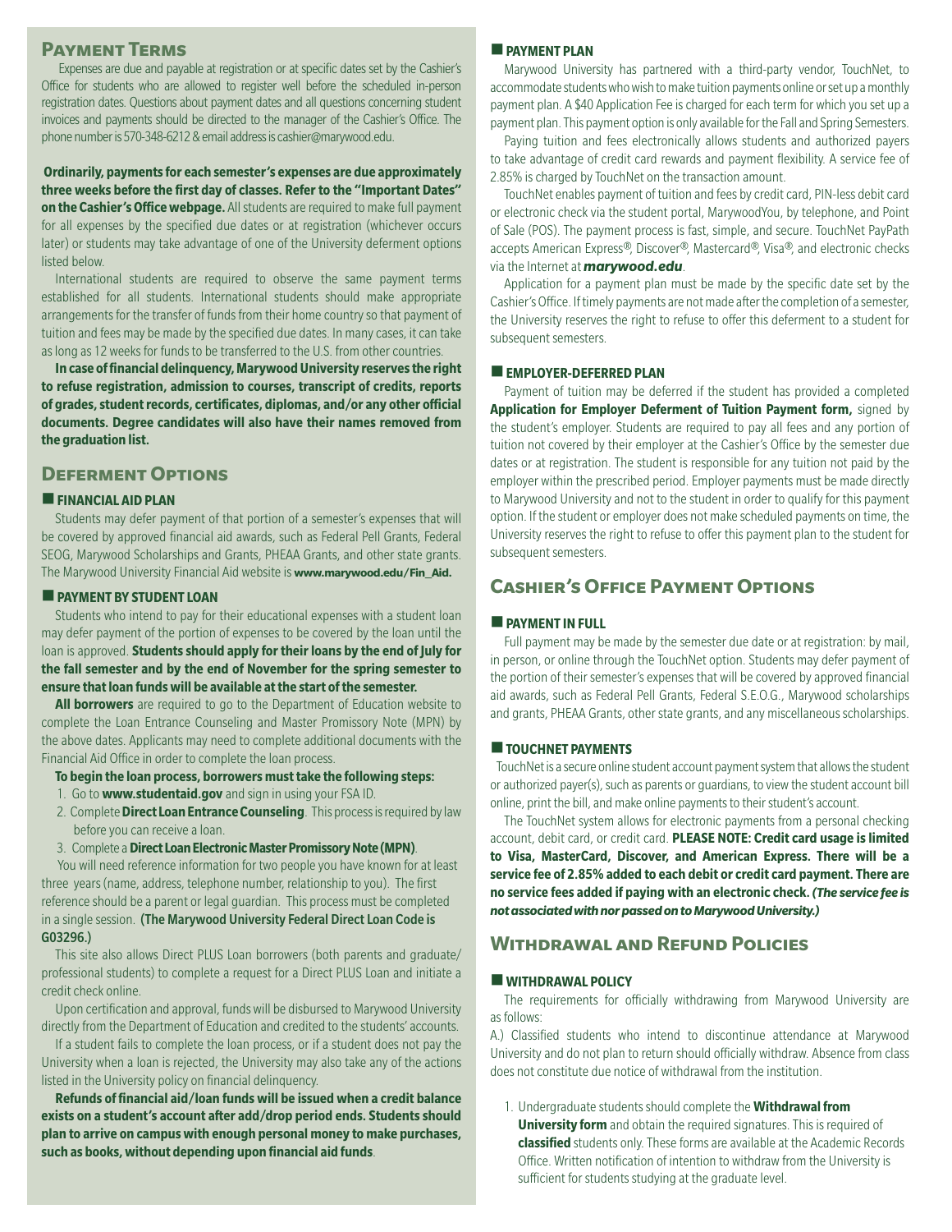## Payment Terms

Expenses are due and payable at registration or at specific dates set by the Cashier's Office for students who are allowed to register well before the scheduled in-person registration dates. Questions about payment dates and all questions concerning student invoices and payments should be directed to the manager of the Cashier's Office. The phone number is 570-348-6212 & email address is cashier@marywood.edu.

**Ordinarily, payments for each semester's expenses are due approximately three weeks before the first day of classes. Refer to the "Important Dates" on the Cashier's Office webpage.** All students are required to make full payment for all expenses by the specified due dates or at registration (whichever occurs later) or students may take advantage of one of the University deferment options listed below.

International students are required to observe the same payment terms established for all students. International students should make appropriate arrangements for the transfer of funds from their home country so that payment of tuition and fees may be made by the specified due dates. In many cases, it can take as long as 12 weeks for funds to be transferred to the U.S. from other countries.

**In case of financial delinquency, Marywood University reserves the right to refuse registration, admission to courses, transcript of credits, reports of grades, student records, certificates, diplomas, and/or any other official documents. Degree candidates will also have their names removed from the graduation list.**

## Deferment Options

### FINANCIAL AID PLAN

Students may defer payment of that portion of a semester's expenses that will be covered by approved financial aid awards, such as Federal Pell Grants, Federal SEOG, Marywood Scholarships and Grants, PHEAA Grants, and other state grants. The Marywood University Financial Aid website is **www.marywood.edu/Fin_Aid.**

### PAYMENT BY STUDENT LOAN

Students who intend to pay for their educational expenses with a student loan may defer payment of the portion of expenses to be covered by the loan until the loan is approved. **Students should apply for their loans by the end of July for the fall semester and by the end of November for the spring semester to ensure that loan funds will be available at the start of the semester.**

**All borrowers** are required to go to the Department of Education website to complete the Loan Entrance Counseling and Master Promissory Note (MPN) by the above dates. Applicants may need to complete additional documents with the Financial Aid Office in order to complete the loan process.

**To begin the loan process, borrowers must take the following steps:**

1. Go to **www.studentaid.gov** and sign in using your FSA ID.
2. Complete **Direct Loan Entrance Counseling**. This process is required by law before you can receive a loan.
3. Complete a **Direct Loan Electronic Master Promissory Note (MPN)**.

You will need reference information for two people you have known for at least three years (name, address, telephone number, relationship to you). The first reference should be a parent or legal guardian. This process must be completed in a single session. **(The Marywood University Federal Direct Loan Code is G03296.)**

This site also allows Direct PLUS Loan borrowers (both parents and graduate/professional students) to complete a request for a Direct PLUS Loan and initiate a credit check online.

Upon certification and approval, funds will be disbursed to Marywood University directly from the Department of Education and credited to the students' accounts.

If a student fails to complete the loan process, or if a student does not pay the University when a loan is rejected, the University may also take any of the actions listed in the University policy on financial delinquency.

**Refunds of financial aid/loan funds will be issued when a credit balance exists on a student's account after add/drop period ends. Students should plan to arrive on campus with enough personal money to make purchases, such as books, without depending upon financial aid funds**.

### PAYMENT PLAN

Marywood University has partnered with a third-party vendor, TouchNet, to accommodate students who wish to make tuition payments online or set up a monthly payment plan. A $40 Application Fee is charged for each term for which you set up a payment plan. This payment option is only available for the Fall and Spring Semesters.

Paying tuition and fees electronically allows students and authorized payers to take advantage of credit card rewards and payment flexibility. A service fee of 2.85% is charged by TouchNet on the transaction amount.

TouchNet enables payment of tuition and fees by credit card, PIN-less debit card or electronic check via the student portal, MarywoodYou, by telephone, and Point of Sale (POS). The payment process is fast, simple, and secure. TouchNet PayPath accepts American Express®, Discover®, Mastercard®, Visa®, and electronic checks via the Internet at ***marywood.edu***.

Application for a payment plan must be made by the specific date set by the Cashier's Office. If timely payments are not made after the completion of a semester, the University reserves the right to refuse to offer this deferment to a student for subsequent semesters.

### EMPLOYER-DEFERRED PLAN

Payment of tuition may be deferred if the student has provided a completed **Application for Employer Deferment of Tuition Payment form,** signed by the student's employer. Students are required to pay all fees and any portion of tuition not covered by their employer at the Cashier's Office by the semester due dates or at registration. The student is responsible for any tuition not paid by the employer within the prescribed period. Employer payments must be made directly to Marywood University and not to the student in order to qualify for this payment option. If the student or employer does not make scheduled payments on time, the University reserves the right to refuse to offer this payment plan to the student for subsequent semesters.

## Cashier's Office Payment Options

### PAYMENT IN FULL

Full payment may be made by the semester due date or at registration: by mail, in person, or online through the TouchNet option. Students may defer payment of the portion of their semester's expenses that will be covered by approved financial aid awards, such as Federal Pell Grants, Federal S.E.O.G., Marywood scholarships and grants, PHEAA Grants, other state grants, and any miscellaneous scholarships.

### TOUCHNET PAYMENTS

TouchNet is a secure online student account payment system that allows the student or authorized payer(s), such as parents or guardians, to view the student account bill online, print the bill, and make online payments to their student's account.

The TouchNet system allows for electronic payments from a personal checking account, debit card, or credit card. **PLEASE NOTE: Credit card usage is limited to Visa, MasterCard, Discover, and American Express. There will be a service fee of 2.85% added to each debit or credit card payment. There are no service fees added if paying with an electronic check. *(The service fee is not associated with nor passed on to Marywood University.)***

## Withdrawal and Refund Policies

### WITHDRAWAL POLICY

The requirements for officially withdrawing from Marywood University are as follows:

A.) Classified students who intend to discontinue attendance at Marywood University and do not plan to return should officially withdraw. Absence from class does not constitute due notice of withdrawal from the institution.

1. Undergraduate students should complete the **Withdrawal from University form** and obtain the required signatures. This is required of **classified** students only. These forms are available at the Academic Records Office. Written notification of intention to withdraw from the University is sufficient for students studying at the graduate level.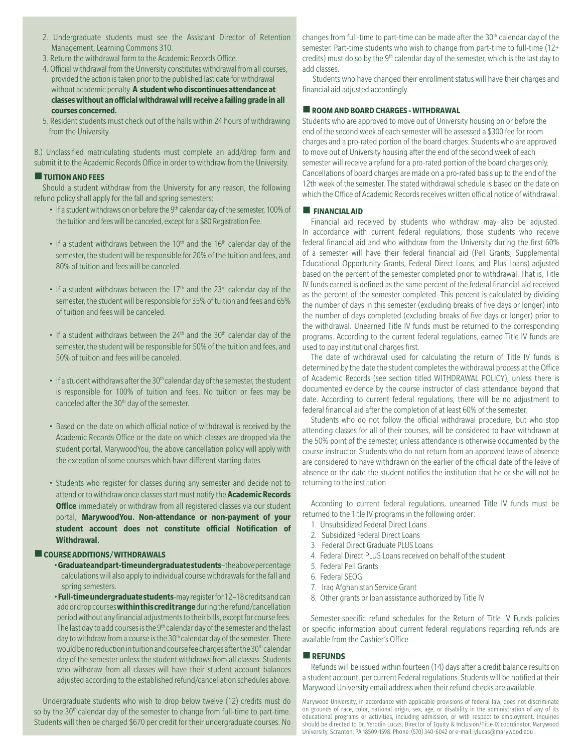2. Undergraduate students must see the Assistant Director of Retention Management, Learning Commons 310.
3. Return the withdrawal form to the Academic Records Office.
4. Official withdrawal from the University constitutes withdrawal from all courses, provided the action is taken prior to the published last date for withdrawal without academic penalty. **A student who discontinues attendance at classes without an official withdrawal will receive a failing grade in all courses concerned.**
5. Resident students must check out of the halls within 24 hours of withdrawing from the University.

B.) Unclassified matriculating students must complete an add/drop form and submit it to the Academic Records Office in order to withdraw from the University.

## TUITION AND FEES

Should a student withdraw from the University for any reason, the following refund policy shall apply for the fall and spring semesters:

- If a student withdraws on or before the 9th calendar day of the semester, 100% of the tuition and fees will be canceled, except for a $80 Registration Fee.
- If a student withdraws between the 10th and the 16th calendar day of the semester, the student will be responsible for 20% of the tuition and fees, and 80% of tuition and fees will be canceled.
- If a student withdraws between the 17th and the 23rd calendar day of the semester, the student will be responsible for 35% of tuition and fees and 65% of tuition and fees will be canceled.
- If a student withdraws between the 24th and the 30th calendar day of the semester, the student will be responsible for 50% of the tuition and fees, and 50% of tuition and fees will be canceled.
- If a student withdraws after the 30th calendar day of the semester, the student is responsible for 100% of tuition and fees. No tuition or fees may be canceled after the 30th day of the semester.
- Based on the date on which official notice of withdrawal is received by the Academic Records Office or the date on which classes are dropped via the student portal, MarywoodYou, the above cancellation policy will apply with the exception of some courses which have different starting dates.
- Students who register for classes during any semester and decide not to attend or to withdraw once classes start must notify the **Academic Records Office** immediately or withdraw from all registered classes via our student portal, **MarywoodYou. Non-attendance or non-payment of your student account does not constitute official Notification of Withdrawal.**

## COURSE ADDITIONS/WITHDRAWALS

- **Graduate and part-time undergraduate students**–the above percentage calculations will also apply to individual course withdrawals for the fall and spring semesters.
- **Full-time undergraduate students**-may register for 12–18 credits and can add or drop courses **within this credit range** during the refund/cancellation period without any financial adjustments to their bills, except for course fees. The last day to add courses is the 9th calendar day of the semester and the last day to withdraw from a course is the 30th calendar day of the semester. There would be no reduction in tuition and course fee charges after the 30th calendar day of the semester unless the student withdraws from all classes. Students who withdraw from all classes will have their student account balances adjusted according to the established refund/cancellation schedules above.

Undergraduate students who wish to drop below twelve (12) credits must do so by the 30th calendar day of the semester to change from full-time to part-time. Students will then be charged $670 per credit for their undergraduate courses. No changes from full-time to part-time can be made after the 30th calendar day of the semester. Part-time students who wish to change from part-time to full-time (12+ credits) must do so by the 9th calendar day of the semester, which is the last day to add classes.

Students who have changed their enrollment status will have their charges and financial aid adjusted accordingly.

## ROOM AND BOARD CHARGES - WITHDRAWAL

Students who are approved to move out of University housing on or before the end of the second week of each semester will be assessed a $300 fee for room charges and a pro-rated portion of the board charges. Students who are approved to move out of University housing after the end of the second week of each semester will receive a refund for a pro-rated portion of the board charges only. Cancellations of board charges are made on a pro-rated basis up to the end of the 12th week of the semester. The stated withdrawal schedule is based on the date on which the Office of Academic Records receives written official notice of withdrawal.

## FINANCIAL AID

Financial aid received by students who withdraw may also be adjusted. In accordance with current federal regulations, those students who receive federal financial aid and who withdraw from the University during the first 60% of a semester will have their federal financial aid (Pell Grants, Supplemental Educational Opportunity Grants, Federal Direct Loans, and Plus Loans) adjusted based on the percent of the semester completed prior to withdrawal. That is, Title IV funds earned is defined as the same percent of the federal financial aid received as the percent of the semester completed. This percent is calculated by dividing the number of days in this semester (excluding breaks of five days or longer) into the number of days completed (excluding breaks of five days or longer) prior to the withdrawal. Unearned Title IV funds must be returned to the corresponding programs. According to the current federal regulations, earned Title IV funds are used to pay institutional charges first.

The date of withdrawal used for calculating the return of Title IV funds is determined by the date the student completes the withdrawal process at the Office of Academic Records (see section titled WITHDRAWAL POLICY), unless there is documented evidence by the course instructor of class attendance beyond that date. According to current federal regulations, there will be no adjustment to federal financial aid after the completion of at least 60% of the semester.

Students who do not follow the official withdrawal procedure, but who stop attending classes for all of their courses, will be considered to have withdrawn at the 50% point of the semester, unless attendance is otherwise documented by the course instructor. Students who do not return from an approved leave of absence are considered to have withdrawn on the earlier of the official date of the leave of absence or the date the student notifies the institution that he or she will not be returning to the institution.

According to current federal regulations, unearned Title IV funds must be returned to the Title IV programs in the following order:

1. Unsubsidized Federal Direct Loans
2. Subsidized Federal Direct Loans
3. Federal Direct Graduate PLUS Loans
4. Federal Direct PLUS Loans received on behalf of the student
5. Federal Pell Grants
6. Federal SEOG
7. Iraq Afghanistan Service Grant
8. Other grants or loan assistance authorized by Title IV

Semester-specific refund schedules for the Return of Title IV Funds policies or specific information about current federal regulations regarding refunds are available from the Cashier's Office.

## REFUNDS

Refunds will be issued within fourteen (14) days after a credit balance results on a student account, per current Federal regulations. Students will be notified at their Marywood University email address when their refund checks are available.

Marywood University, in accordance with applicable provisions of federal law, does not discriminate on grounds of race, color, national origin, sex, age, or disability in the administration of any of its educational programs or activities, including admission, or with respect to employment. Inquiries should be directed to Dr. Yerodin Lucas, Director of Equity & Inclusion/Title IX coordinator, Marywood University, Scranton, PA 18509-1598. Phone: (570) 340-6042 or e-mail: ylucas@marywood.edu .